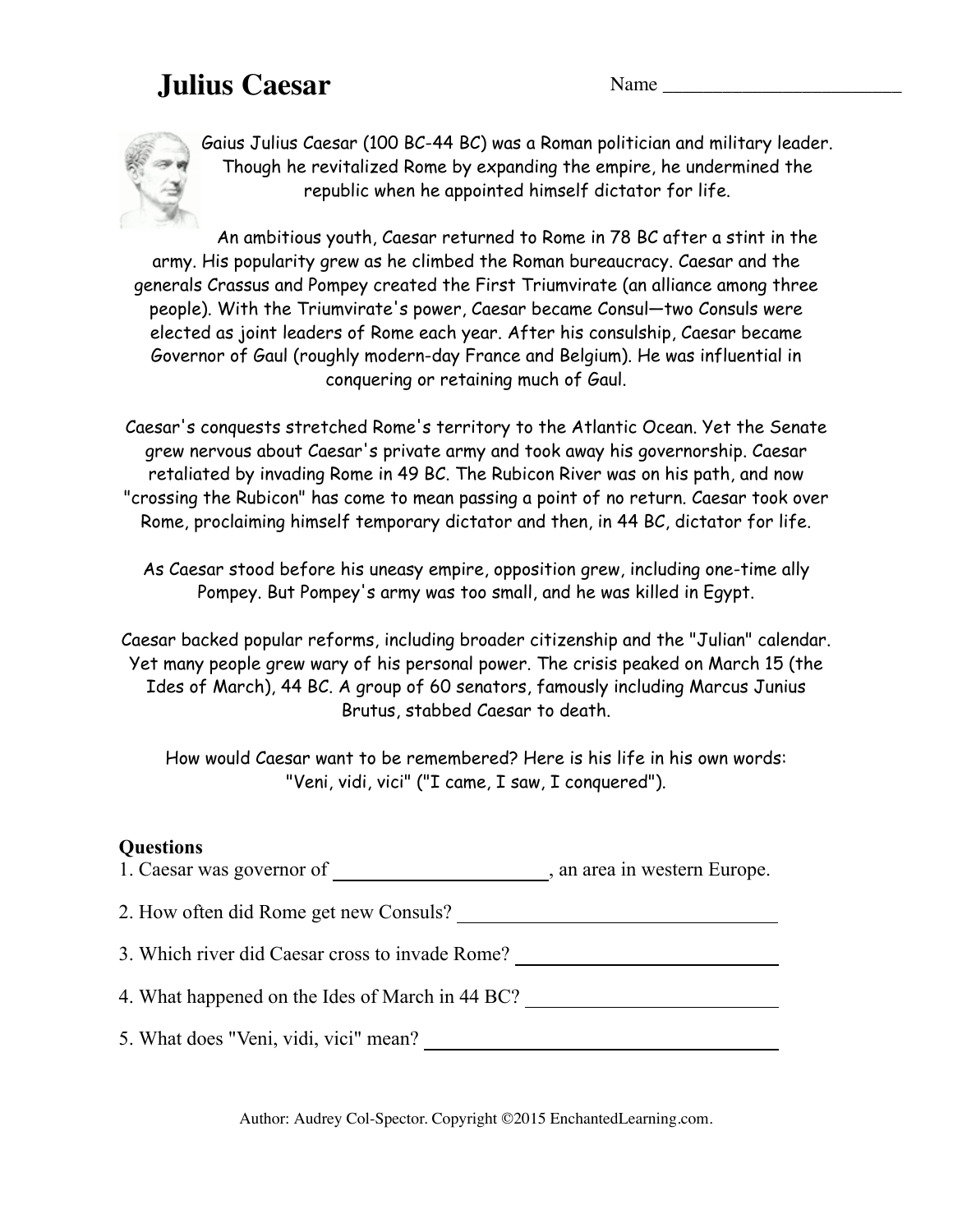# Julius Caesar

Name ________________________

Gaius Julius Caesar (100 BC-44 BC) was a Roman politician and military leader. Though he revitalized Rome by expanding the empire, he undermined the republic when he appointed himself dictator for life.

An ambitious youth, Caesar returned to Rome in 78 BC after a stint in the army. His popularity grew as he climbed the Roman bureaucracy. Caesar and the generals Crassus and Pompey created the First Triumvirate (an alliance among three people). With the Triumvirate's power, Caesar became Consul—two Consuls were elected as joint leaders of Rome each year. After his consulship, Caesar became Governor of Gaul (roughly modern-day France and Belgium). He was influential in conquering or retaining much of Gaul.

Caesar's conquests stretched Rome's territory to the Atlantic Ocean. Yet the Senate grew nervous about Caesar's private army and took away his governorship. Caesar retaliated by invading Rome in 49 BC. The Rubicon River was on his path, and now "crossing the Rubicon" has come to mean passing a point of no return. Caesar took over Rome, proclaiming himself temporary dictator and then, in 44 BC, dictator for life.

As Caesar stood before his uneasy empire, opposition grew, including one-time ally Pompey. But Pompey's army was too small, and he was killed in Egypt.

Caesar backed popular reforms, including broader citizenship and the "Julian" calendar. Yet many people grew wary of his personal power. The crisis peaked on March 15 (the Ides of March), 44 BC. A group of 60 senators, famously including Marcus Junius Brutus, stabbed Caesar to death.

How would Caesar want to be remembered? Here is his life in his own words: "Veni, vidi, vici" ("I came, I saw, I conquered").

**Questions**

1. Caesar was governor of ____________________, an area in western Europe.
2. How often did Rome get new Consuls? ______________________________
3. Which river did Caesar cross to invade Rome? ______________________
4. What happened on the Ides of March in 44 BC? ______________________
5. What does "Veni, vidi, vici" mean? ______________________________

Author: Audrey Col-Spector. Copyright ©2015 EnchantedLearning.com.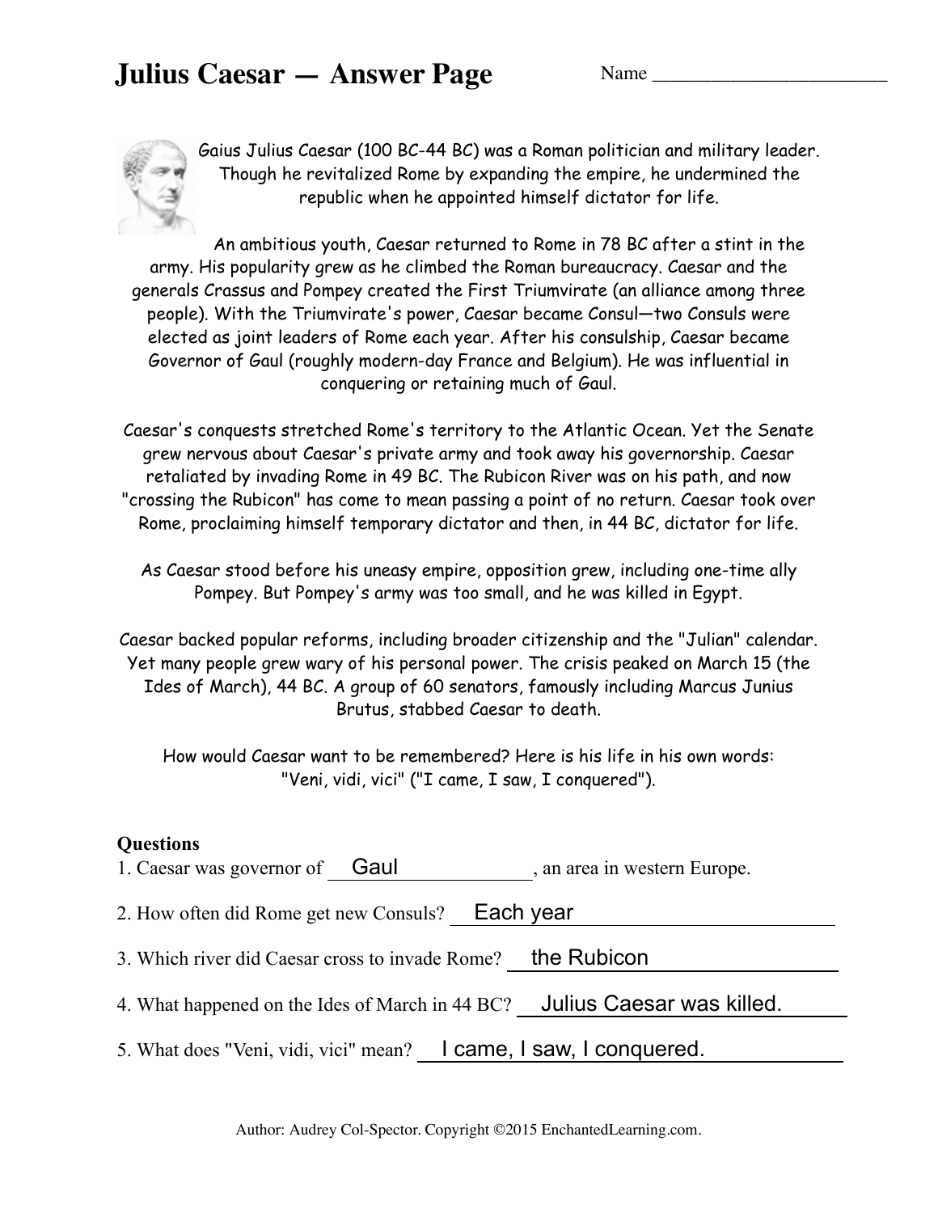# Julius Caesar — Answer Page

Name ________________________

Gaius Julius Caesar (100 BC-44 BC) was a Roman politician and military leader. Though he revitalized Rome by expanding the empire, he undermined the republic when he appointed himself dictator for life.

An ambitious youth, Caesar returned to Rome in 78 BC after a stint in the army. His popularity grew as he climbed the Roman bureaucracy. Caesar and the generals Crassus and Pompey created the First Triumvirate (an alliance among three people). With the Triumvirate's power, Caesar became Consul—two Consuls were elected as joint leaders of Rome each year. After his consulship, Caesar became Governor of Gaul (roughly modern-day France and Belgium). He was influential in conquering or retaining much of Gaul.

Caesar's conquests stretched Rome's territory to the Atlantic Ocean. Yet the Senate grew nervous about Caesar's private army and took away his governorship. Caesar retaliated by invading Rome in 49 BC. The Rubicon River was on his path, and now "crossing the Rubicon" has come to mean passing a point of no return. Caesar took over Rome, proclaiming himself temporary dictator and then, in 44 BC, dictator for life.

As Caesar stood before his uneasy empire, opposition grew, including one-time ally Pompey. But Pompey's army was too small, and he was killed in Egypt.

Caesar backed popular reforms, including broader citizenship and the "Julian" calendar. Yet many people grew wary of his personal power. The crisis peaked on March 15 (the Ides of March), 44 BC. A group of 60 senators, famously including Marcus Junius Brutus, stabbed Caesar to death.

How would Caesar want to be remembered? Here is his life in his own words: "Veni, vidi, vici" ("I came, I saw, I conquered").

**Questions**

1. Caesar was governor of Gaul, an area in western Europe.

2. How often did Rome get new Consuls? Each year

3. Which river did Caesar cross to invade Rome? the Rubicon

4. What happened on the Ides of March in 44 BC? Julius Caesar was killed.

5. What does "Veni, vidi, vici" mean? I came, I saw, I conquered.

Author: Audrey Col-Spector. Copyright ©2015 EnchantedLearning.com.